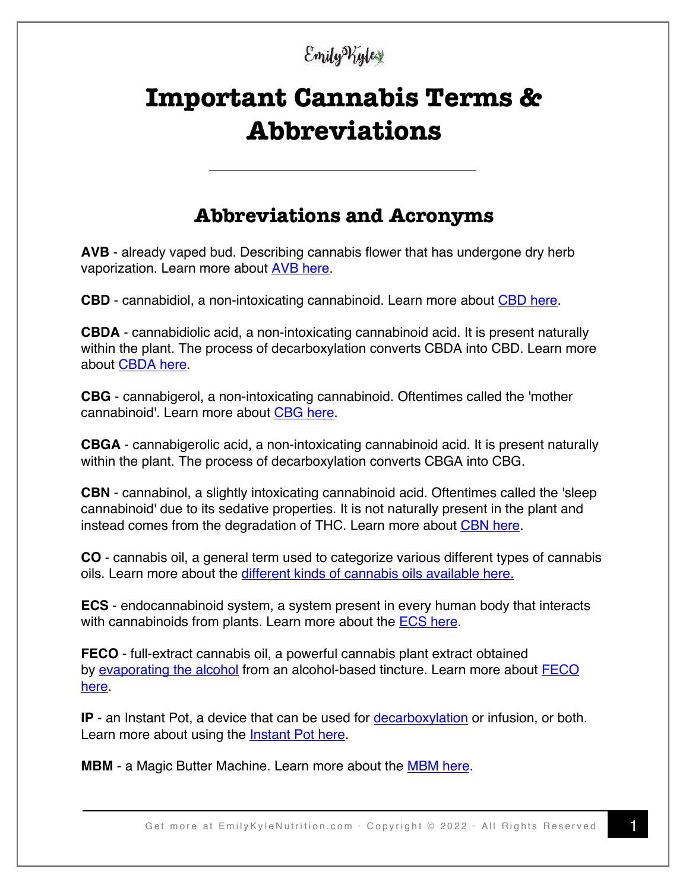# Important Cannabis Terms & Abbreviations

## Abbreviations and Acronyms

**AVB** - already vaped bud. Describing cannabis flower that has undergone dry herb vaporization. Learn more about AVB here.

**CBD** - cannabidiol, a non-intoxicating cannabinoid. Learn more about CBD here.

**CBDA** - cannabidiolic acid, a non-intoxicating cannabinoid acid. It is present naturally within the plant. The process of decarboxylation converts CBDA into CBD. Learn more about CBDA here.

**CBG** - cannabigerol, a non-intoxicating cannabinoid. Oftentimes called the 'mother cannabinoid'. Learn more about CBG here.

**CBGA** - cannabigerolic acid, a non-intoxicating cannabinoid acid. It is present naturally within the plant. The process of decarboxylation converts CBGA into CBG.

**CBN** - cannabinol, a slightly intoxicating cannabinoid acid. Oftentimes called the 'sleep cannabinoid' due to its sedative properties. It is not naturally present in the plant and instead comes from the degradation of THC. Learn more about CBN here.

**CO** - cannabis oil, a general term used to categorize various different types of cannabis oils. Learn more about the different kinds of cannabis oils available here.

**ECS** - endocannabinoid system, a system present in every human body that interacts with cannabinoids from plants. Learn more about the ECS here.

**FECO** - full-extract cannabis oil, a powerful cannabis plant extract obtained by evaporating the alcohol from an alcohol-based tincture. Learn more about FECO here.

**IP** - an Instant Pot, a device that can be used for decarboxylation or infusion, or both. Learn more about using the Instant Pot here.

**MBM** - a Magic Butter Machine. Learn more about the MBM here.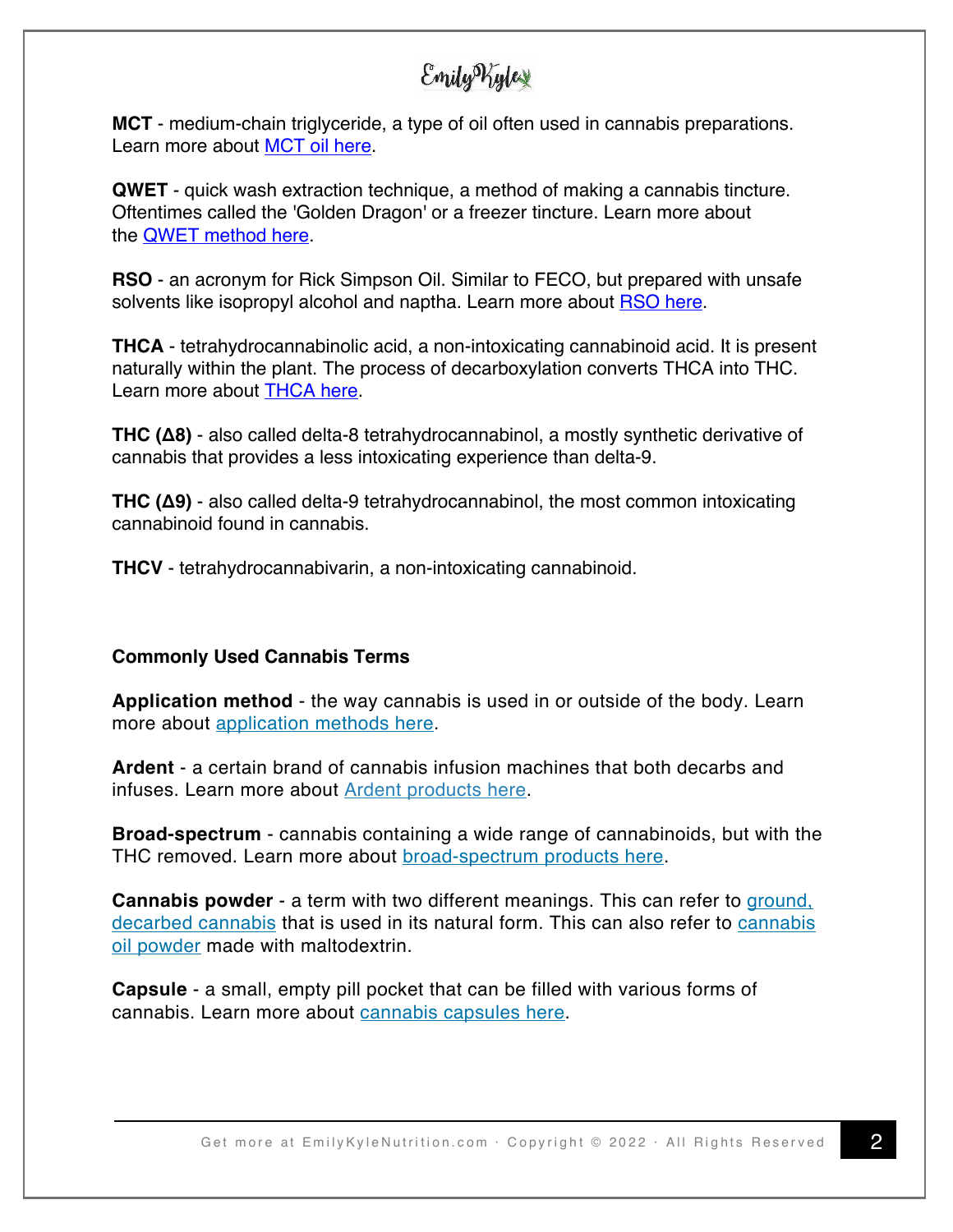**MCT** - medium-chain triglyceride, a type of oil often used in cannabis preparations. Learn more about MCT oil here.

**QWET** - quick wash extraction technique, a method of making a cannabis tincture. Oftentimes called the 'Golden Dragon' or a freezer tincture. Learn more about the QWET method here.

**RSO** - an acronym for Rick Simpson Oil. Similar to FECO, but prepared with unsafe solvents like isopropyl alcohol and naptha. Learn more about RSO here.

**THCA** - tetrahydrocannabinolic acid, a non-intoxicating cannabinoid acid. It is present naturally within the plant. The process of decarboxylation converts THCA into THC. Learn more about THCA here.

**THC (Δ8)** - also called delta-8 tetrahydrocannabinol, a mostly synthetic derivative of cannabis that provides a less intoxicating experience than delta-9.

**THC (Δ9)** - also called delta-9 tetrahydrocannabinol, the most common intoxicating cannabinoid found in cannabis.

**THCV** - tetrahydrocannabivarin, a non-intoxicating cannabinoid.

**Commonly Used Cannabis Terms**

**Application method** - the way cannabis is used in or outside of the body. Learn more about application methods here.

**Ardent** - a certain brand of cannabis infusion machines that both decarbs and infuses. Learn more about Ardent products here.

**Broad-spectrum** - cannabis containing a wide range of cannabinoids, but with the THC removed. Learn more about broad-spectrum products here.

**Cannabis powder** - a term with two different meanings. This can refer to ground, decarbed cannabis that is used in its natural form. This can also refer to cannabis oil powder made with maltodextrin.

**Capsule** - a small, empty pill pocket that can be filled with various forms of cannabis. Learn more about cannabis capsules here.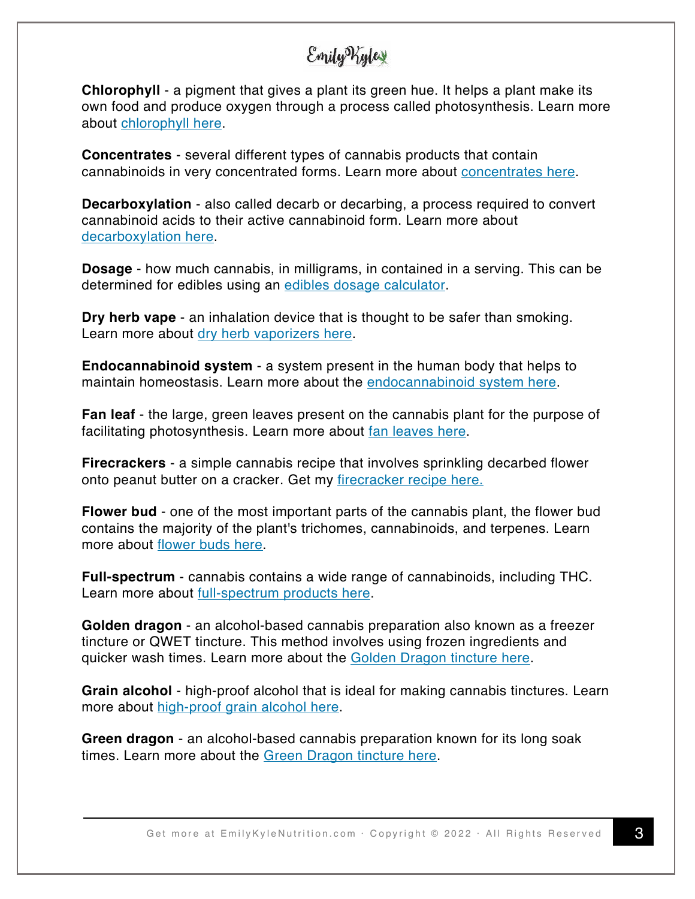**Chlorophyll** - a pigment that gives a plant its green hue. It helps a plant make its own food and produce oxygen through a process called photosynthesis. Learn more about chlorophyll here.

**Concentrates** - several different types of cannabis products that contain cannabinoids in very concentrated forms. Learn more about concentrates here.

**Decarboxylation** - also called decarb or decarbing, a process required to convert cannabinoid acids to their active cannabinoid form. Learn more about decarboxylation here.

**Dosage** - how much cannabis, in milligrams, in contained in a serving. This can be determined for edibles using an edibles dosage calculator.

**Dry herb vape** - an inhalation device that is thought to be safer than smoking. Learn more about dry herb vaporizers here.

**Endocannabinoid system** - a system present in the human body that helps to maintain homeostasis. Learn more about the endocannabinoid system here.

**Fan leaf** - the large, green leaves present on the cannabis plant for the purpose of facilitating photosynthesis. Learn more about fan leaves here.

**Firecrackers** - a simple cannabis recipe that involves sprinkling decarbed flower onto peanut butter on a cracker. Get my firecracker recipe here.

**Flower bud** - one of the most important parts of the cannabis plant, the flower bud contains the majority of the plant's trichomes, cannabinoids, and terpenes. Learn more about flower buds here.

**Full-spectrum** - cannabis contains a wide range of cannabinoids, including THC. Learn more about full-spectrum products here.

**Golden dragon** - an alcohol-based cannabis preparation also known as a freezer tincture or QWET tincture. This method involves using frozen ingredients and quicker wash times. Learn more about the Golden Dragon tincture here.

**Grain alcohol** - high-proof alcohol that is ideal for making cannabis tinctures. Learn more about high-proof grain alcohol here.

**Green dragon** - an alcohol-based cannabis preparation known for its long soak times. Learn more about the Green Dragon tincture here.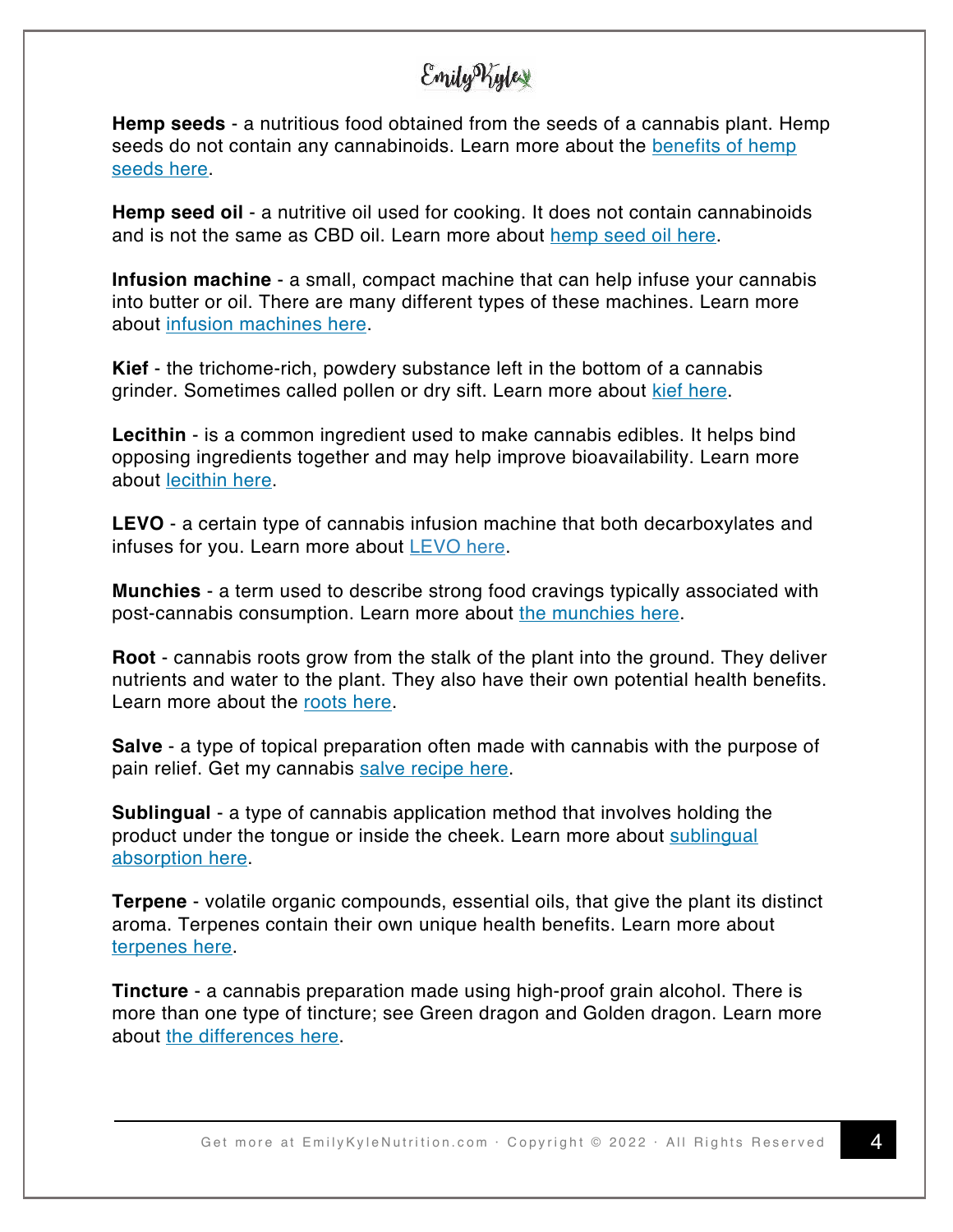**Hemp seeds** - a nutritious food obtained from the seeds of a cannabis plant. Hemp seeds do not contain any cannabinoids. Learn more about the benefits of hemp seeds here.

**Hemp seed oil** - a nutritive oil used for cooking. It does not contain cannabinoids and is not the same as CBD oil. Learn more about hemp seed oil here.

**Infusion machine** - a small, compact machine that can help infuse your cannabis into butter or oil. There are many different types of these machines. Learn more about infusion machines here.

**Kief** - the trichome-rich, powdery substance left in the bottom of a cannabis grinder. Sometimes called pollen or dry sift. Learn more about kief here.

**Lecithin** - is a common ingredient used to make cannabis edibles. It helps bind opposing ingredients together and may help improve bioavailability. Learn more about lecithin here.

**LEVO** - a certain type of cannabis infusion machine that both decarboxylates and infuses for you. Learn more about LEVO here.

**Munchies** - a term used to describe strong food cravings typically associated with post-cannabis consumption. Learn more about the munchies here.

**Root** - cannabis roots grow from the stalk of the plant into the ground. They deliver nutrients and water to the plant. They also have their own potential health benefits. Learn more about the roots here.

**Salve** - a type of topical preparation often made with cannabis with the purpose of pain relief. Get my cannabis salve recipe here.

**Sublingual** - a type of cannabis application method that involves holding the product under the tongue or inside the cheek. Learn more about sublingual absorption here.

**Terpene** - volatile organic compounds, essential oils, that give the plant its distinct aroma. Terpenes contain their own unique health benefits. Learn more about terpenes here.

**Tincture** - a cannabis preparation made using high-proof grain alcohol. There is more than one type of tincture; see Green dragon and Golden dragon. Learn more about the differences here.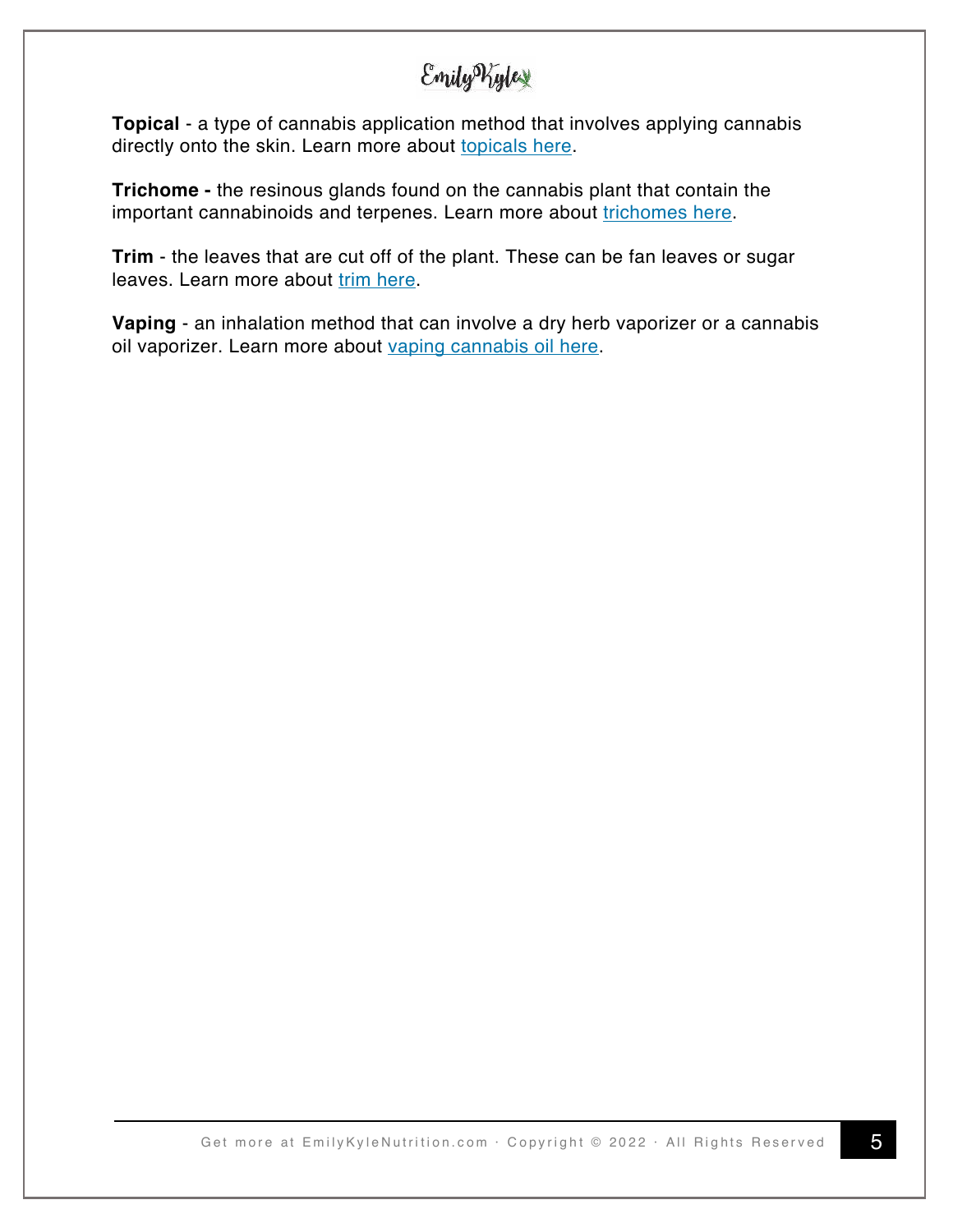**Topical** - a type of cannabis application method that involves applying cannabis directly onto the skin. Learn more about topicals here.

**Trichome -** the resinous glands found on the cannabis plant that contain the important cannabinoids and terpenes. Learn more about trichomes here.

**Trim** - the leaves that are cut off of the plant. These can be fan leaves or sugar leaves. Learn more about trim here.

**Vaping** - an inhalation method that can involve a dry herb vaporizer or a cannabis oil vaporizer. Learn more about vaping cannabis oil here.